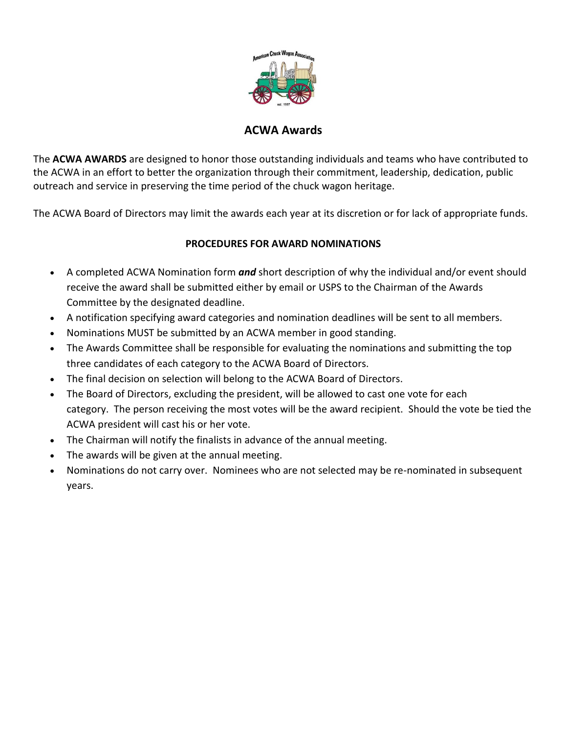# ACWA Awards

The **ACWA AWARDS** are designed to honor those outstanding individuals and teams who have contributed to the ACWA in an effort to better the organization through their commitment, leadership, dedication, public outreach and service in preserving the time period of the chuck wagon heritage.

The ACWA Board of Directors may limit the awards each year at its discretion or for lack of appropriate funds.

## PROCEDURES FOR AWARD NOMINATIONS

- A completed ACWA Nomination form ***and*** short description of why the individual and/or event should receive the award shall be submitted either by email or USPS to the Chairman of the Awards Committee by the designated deadline.
- A notification specifying award categories and nomination deadlines will be sent to all members.
- Nominations MUST be submitted by an ACWA member in good standing.
- The Awards Committee shall be responsible for evaluating the nominations and submitting the top three candidates of each category to the ACWA Board of Directors.
- The final decision on selection will belong to the ACWA Board of Directors.
- The Board of Directors, excluding the president, will be allowed to cast one vote for each category. The person receiving the most votes will be the award recipient. Should the vote be tied the ACWA president will cast his or her vote.
- The Chairman will notify the finalists in advance of the annual meeting.
- The awards will be given at the annual meeting.
- Nominations do not carry over. Nominees who are not selected may be re-nominated in subsequent years.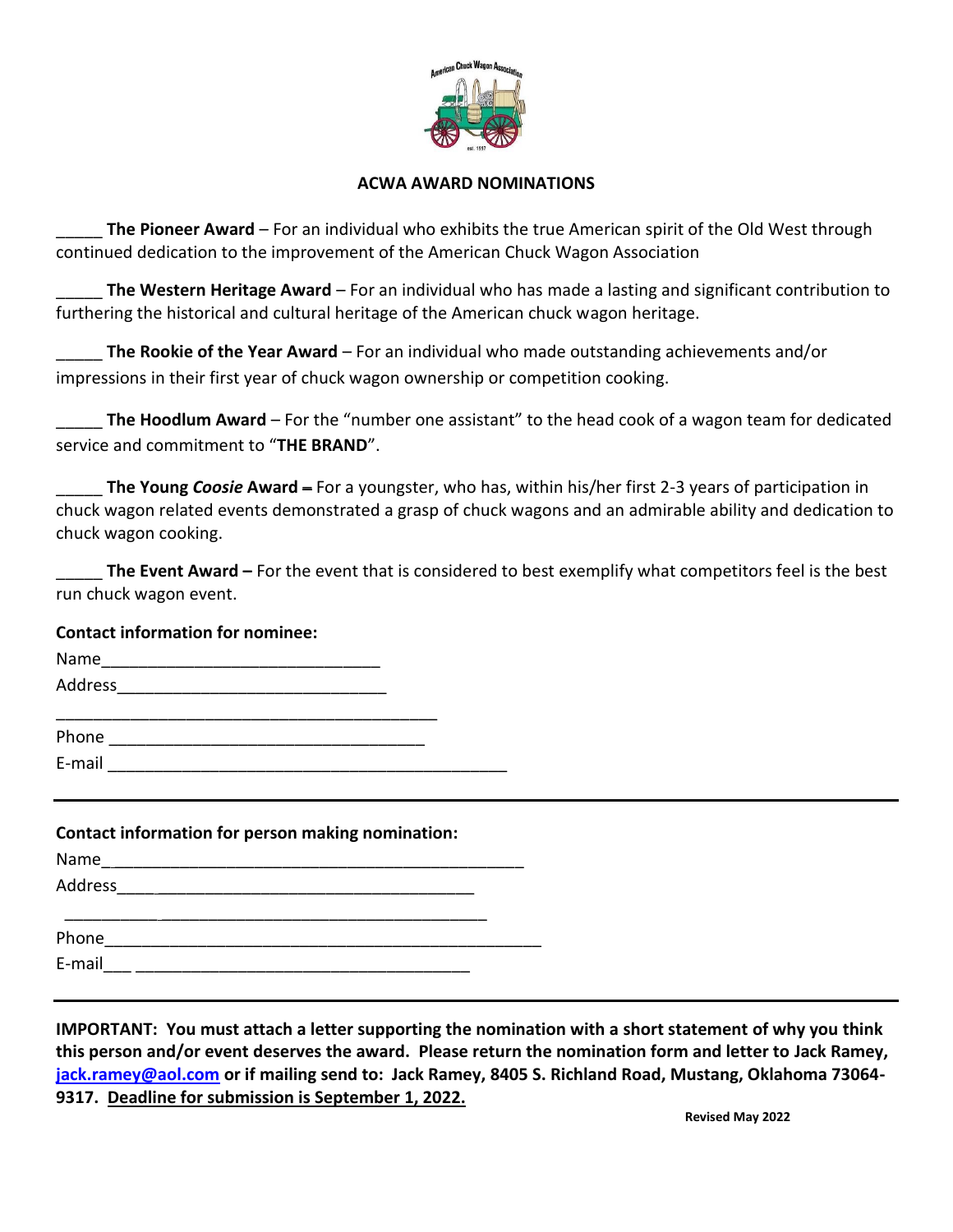**ACWA AWARD NOMINATIONS**

_____ **The Pioneer Award** – For an individual who exhibits the true American spirit of the Old West through continued dedication to the improvement of the American Chuck Wagon Association

_____ **The Western Heritage Award** – For an individual who has made a lasting and significant contribution to furthering the historical and cultural heritage of the American chuck wagon heritage.

_____ **The Rookie of the Year Award** – For an individual who made outstanding achievements and/or impressions in their first year of chuck wagon ownership or competition cooking.

_____ **The Hoodlum Award** – For the "number one assistant" to the head cook of a wagon team for dedicated service and commitment to "**THE BRAND**".

_____ **The Young *Coosie* Award** – For a youngster, who has, within his/her first 2-3 years of participation in chuck wagon related events demonstrated a grasp of chuck wagons and an admirable ability and dedication to chuck wagon cooking.

_____ **The Event Award –** For the event that is considered to best exemplify what competitors feel is the best run chuck wagon event.

**Contact information for nominee:**

Name______________________________

Address_____________________________

__________________________________________

Phone __________________________________

E-mail ____________________________________________

---

**Contact information for person making nomination:**

Name_____________________________________________

Address_______________________________________

__________________________________________________

Phone_______________________________________________

E-mail___ _____________________________________

---

**IMPORTANT: You must attach a letter supporting the nomination with a short statement of why you think this person and/or event deserves the award. Please return the nomination form and letter to Jack Ramey, jack.ramey@aol.com or if mailing send to: Jack Ramey, 8405 S. Richland Road, Mustang, Oklahoma 73064-9317. Deadline for submission is September 1, 2022.**

**Revised May 2022**